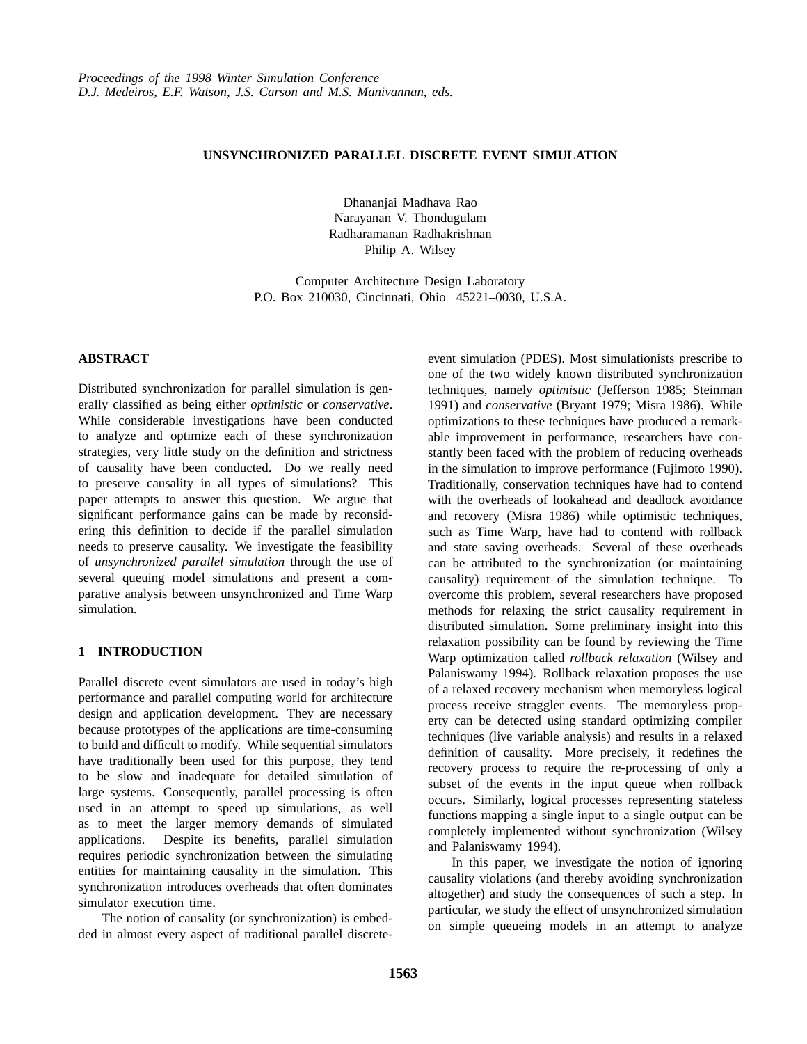*Proceedings of the 1998 Winter Simulation Conference*
*D.J. Medeiros, E.F. Watson, J.S. Carson and M.S. Manivannan, eds.*

# UNSYNCHRONIZED PARALLEL DISCRETE EVENT SIMULATION

Dhananjai Madhava Rao
Narayanan V. Thondugulam
Radharamanan Radhakrishnan
Philip A. Wilsey

Computer Architecture Design Laboratory
P.O. Box 210030, Cincinnati, Ohio 45221–0030, U.S.A.

## ABSTRACT

Distributed synchronization for parallel simulation is generally classified as being either *optimistic* or *conservative*. While considerable investigations have been conducted to analyze and optimize each of these synchronization strategies, very little study on the definition and strictness of causality have been conducted. Do we really need to preserve causality in all types of simulations? This paper attempts to answer this question. We argue that significant performance gains can be made by reconsidering this definition to decide if the parallel simulation needs to preserve causality. We investigate the feasibility of *unsynchronized parallel simulation* through the use of several queuing model simulations and present a comparative analysis between unsynchronized and Time Warp simulation.

## 1 INTRODUCTION

Parallel discrete event simulators are used in today's high performance and parallel computing world for architecture design and application development. They are necessary because prototypes of the applications are time-consuming to build and difficult to modify. While sequential simulators have traditionally been used for this purpose, they tend to be slow and inadequate for detailed simulation of large systems. Consequently, parallel processing is often used in an attempt to speed up simulations, as well as to meet the larger memory demands of simulated applications. Despite its benefits, parallel simulation requires periodic synchronization between the simulating entities for maintaining causality in the simulation. This synchronization introduces overheads that often dominates simulator execution time.

The notion of causality (or synchronization) is embedded in almost every aspect of traditional parallel discrete-event simulation (PDES). Most simulationists prescribe to one of the two widely known distributed synchronization techniques, namely *optimistic* (Jefferson 1985; Steinman 1991) and *conservative* (Bryant 1979; Misra 1986). While optimizations to these techniques have produced a remarkable improvement in performance, researchers have constantly been faced with the problem of reducing overheads in the simulation to improve performance (Fujimoto 1990). Traditionally, conservation techniques have had to contend with the overheads of lookahead and deadlock avoidance and recovery (Misra 1986) while optimistic techniques, such as Time Warp, have had to contend with rollback and state saving overheads. Several of these overheads can be attributed to the synchronization (or maintaining causality) requirement of the simulation technique. To overcome this problem, several researchers have proposed methods for relaxing the strict causality requirement in distributed simulation. Some preliminary insight into this relaxation possibility can be found by reviewing the Time Warp optimization called *rollback relaxation* (Wilsey and Palaniswamy 1994). Rollback relaxation proposes the use of a relaxed recovery mechanism when memoryless logical process receive straggler events. The memoryless property can be detected using standard optimizing compiler techniques (live variable analysis) and results in a relaxed definition of causality. More precisely, it redefines the recovery process to require the re-processing of only a subset of the events in the input queue when rollback occurs. Similarly, logical processes representing stateless functions mapping a single input to a single output can be completely implemented without synchronization (Wilsey and Palaniswamy 1994).

In this paper, we investigate the notion of ignoring causality violations (and thereby avoiding synchronization altogether) and study the consequences of such a step. In particular, we study the effect of unsynchronized simulation on simple queueing models in an attempt to analyze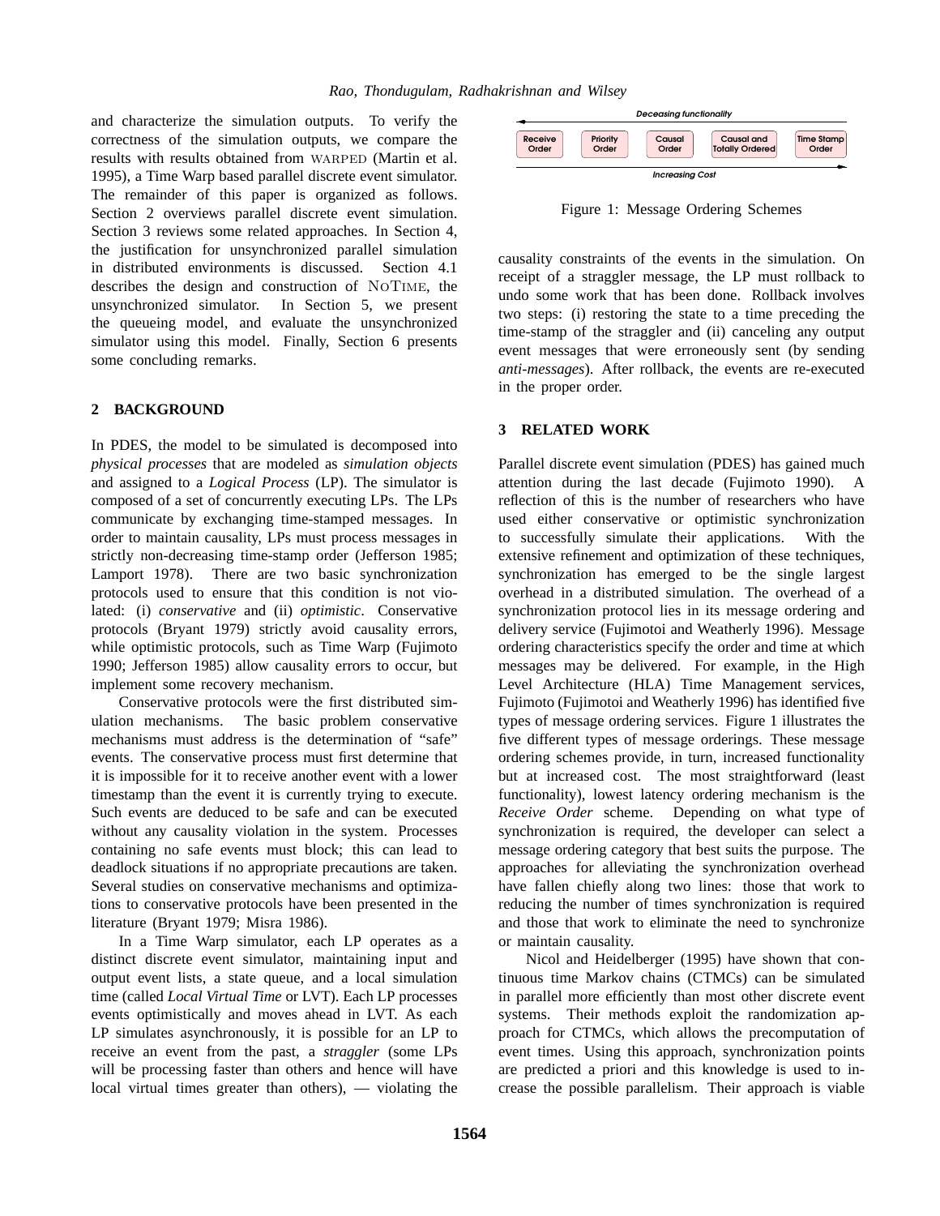and characterize the simulation outputs. To verify the correctness of the simulation outputs, we compare the results with results obtained from WARPED (Martin et al. 1995), a Time Warp based parallel discrete event simulator. The remainder of this paper is organized as follows. Section 2 overviews parallel discrete event simulation. Section 3 reviews some related approaches. In Section 4, the justification for unsynchronized parallel simulation in distributed environments is discussed. Section 4.1 describes the design and construction of NoTime, the unsynchronized simulator. In Section 5, we present the queueing model, and evaluate the unsynchronized simulator using this model. Finally, Section 6 presents some concluding remarks.

## 2 BACKGROUND

In PDES, the model to be simulated is decomposed into *physical processes* that are modeled as *simulation objects* and assigned to a *Logical Process* (LP). The simulator is composed of a set of concurrently executing LPs. The LPs communicate by exchanging time-stamped messages. In order to maintain causality, LPs must process messages in strictly non-decreasing time-stamp order (Jefferson 1985; Lamport 1978). There are two basic synchronization protocols used to ensure that this condition is not violated: (i) *conservative* and (ii) *optimistic*. Conservative protocols (Bryant 1979) strictly avoid causality errors, while optimistic protocols, such as Time Warp (Fujimoto 1990; Jefferson 1985) allow causality errors to occur, but implement some recovery mechanism.

Conservative protocols were the first distributed simulation mechanisms. The basic problem conservative mechanisms must address is the determination of "safe" events. The conservative process must first determine that it is impossible for it to receive another event with a lower timestamp than the event it is currently trying to execute. Such events are deduced to be safe and can be executed without any causality violation in the system. Processes containing no safe events must block; this can lead to deadlock situations if no appropriate precautions are taken. Several studies on conservative mechanisms and optimizations to conservative protocols have been presented in the literature (Bryant 1979; Misra 1986).

In a Time Warp simulator, each LP operates as a distinct discrete event simulator, maintaining input and output event lists, a state queue, and a local simulation time (called *Local Virtual Time* or LVT). Each LP processes events optimistically and moves ahead in LVT. As each LP simulates asynchronously, it is possible for an LP to receive an event from the past, a *straggler* (some LPs will be processing faster than others and hence will have local virtual times greater than others), — violating the causality constraints of the events in the simulation. On receipt of a straggler message, the LP must rollback to undo some work that has been done. Rollback involves two steps: (i) restoring the state to a time preceding the time-stamp of the straggler and (ii) canceling any output event messages that were erroneously sent (by sending *anti-messages*). After rollback, the events are re-executed in the proper order.

| Receive Order | Priority Order | Causal Order | Causal and Totally Ordered | Time Stamp Order |
|---|---|---|---|---|

← Deceasing functionality; Increasing Cost →

Figure 1: Message Ordering Schemes

## 3 RELATED WORK

Parallel discrete event simulation (PDES) has gained much attention during the last decade (Fujimoto 1990). A reflection of this is the number of researchers who have used either conservative or optimistic synchronization to successfully simulate their applications. With the extensive refinement and optimization of these techniques, synchronization has emerged to be the single largest overhead in a distributed simulation. The overhead of a synchronization protocol lies in its message ordering and delivery service (Fujimotoi and Weatherly 1996). Message ordering characteristics specify the order and time at which messages may be delivered. For example, in the High Level Architecture (HLA) Time Management services, Fujimoto (Fujimotoi and Weatherly 1996) has identified five types of message ordering services. Figure 1 illustrates the five different types of message orderings. These message ordering schemes provide, in turn, increased functionality but at increased cost. The most straightforward (least functionality), lowest latency ordering mechanism is the *Receive Order* scheme. Depending on what type of synchronization is required, the developer can select a message ordering category that best suits the purpose. The approaches for alleviating the synchronization overhead have fallen chiefly along two lines: those that work to reducing the number of times synchronization is required and those that work to eliminate the need to synchronize or maintain causality.

Nicol and Heidelberger (1995) have shown that continuous time Markov chains (CTMCs) can be simulated in parallel more efficiently than most other discrete event systems. Their methods exploit the randomization approach for CTMCs, which allows the precomputation of event times. Using this approach, synchronization points are predicted a priori and this knowledge is used to increase the possible parallelism. Their approach is viable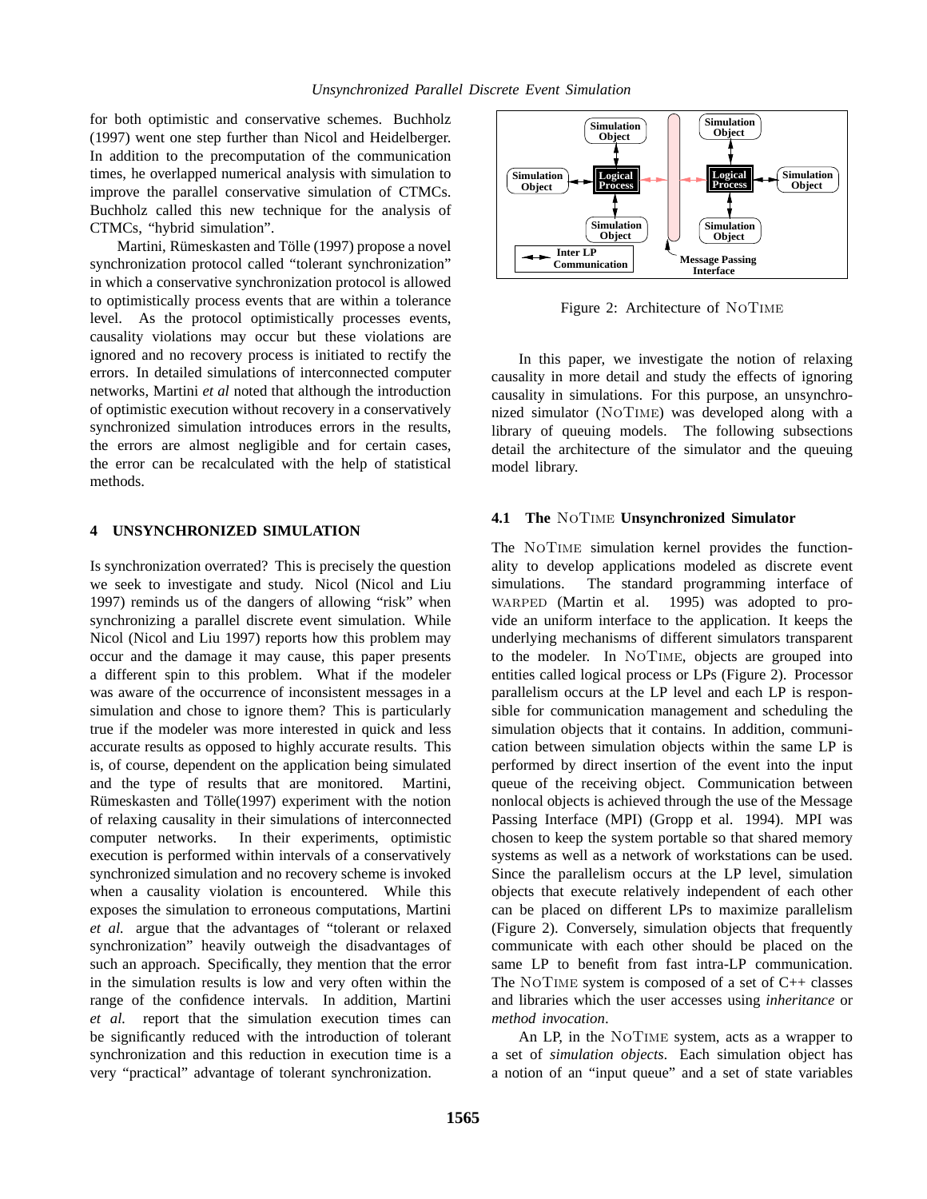for both optimistic and conservative schemes. Buchholz (1997) went one step further than Nicol and Heidelberger. In addition to the precomputation of the communication times, he overlapped numerical analysis with simulation to improve the parallel conservative simulation of CTMCs. Buchholz called this new technique for the analysis of CTMCs, "hybrid simulation".

Martini, Rümeskasten and Tölle (1997) propose a novel synchronization protocol called "tolerant synchronization" in which a conservative synchronization protocol is allowed to optimistically process events that are within a tolerance level. As the protocol optimistically processes events, causality violations may occur but these violations are ignored and no recovery process is initiated to rectify the errors. In detailed simulations of interconnected computer networks, Martini *et al* noted that although the introduction of optimistic execution without recovery in a conservatively synchronized simulation introduces errors in the results, the errors are almost negligible and for certain cases, the error can be recalculated with the help of statistical methods.

## 4 UNSYNCHRONIZED SIMULATION

Is synchronization overrated? This is precisely the question we seek to investigate and study. Nicol (Nicol and Liu 1997) reminds us of the dangers of allowing "risk" when synchronizing a parallel discrete event simulation. While Nicol (Nicol and Liu 1997) reports how this problem may occur and the damage it may cause, this paper presents a different spin to this problem. What if the modeler was aware of the occurrence of inconsistent messages in a simulation and chose to ignore them? This is particularly true if the modeler was more interested in quick and less accurate results as opposed to highly accurate results. This is, of course, dependent on the application being simulated and the type of results that are monitored. Martini, Rümeskasten and Tölle(1997) experiment with the notion of relaxing causality in their simulations of interconnected computer networks. In their experiments, optimistic execution is performed within intervals of a conservatively synchronized simulation and no recovery scheme is invoked when a causality violation is encountered. While this exposes the simulation to erroneous computations, Martini *et al.* argue that the advantages of "tolerant or relaxed synchronization" heavily outweigh the disadvantages of such an approach. Specifically, they mention that the error in the simulation results is low and very often within the range of the confidence intervals. In addition, Martini *et al.* report that the simulation execution times can be significantly reduced with the introduction of tolerant synchronization and this reduction in execution time is a very "practical" advantage of tolerant synchronization.

Figure 2: Architecture of NoTime

In this paper, we investigate the notion of relaxing causality in more detail and study the effects of ignoring causality in simulations. For this purpose, an unsynchronized simulator (NoTime) was developed along with a library of queuing models. The following subsections detail the architecture of the simulator and the queuing model library.

### 4.1 The NoTime Unsynchronized Simulator

The NoTime simulation kernel provides the functionality to develop applications modeled as discrete event simulations. The standard programming interface of WARPED (Martin et al. 1995) was adopted to provide an uniform interface to the application. It keeps the underlying mechanisms of different simulators transparent to the modeler. In NoTime, objects are grouped into entities called logical process or LPs (Figure 2). Processor parallelism occurs at the LP level and each LP is responsible for communication management and scheduling the simulation objects that it contains. In addition, communication between simulation objects within the same LP is performed by direct insertion of the event into the input queue of the receiving object. Communication between nonlocal objects is achieved through the use of the Message Passing Interface (MPI) (Gropp et al. 1994). MPI was chosen to keep the system portable so that shared memory systems as well as a network of workstations can be used. Since the parallelism occurs at the LP level, simulation objects that execute relatively independent of each other can be placed on different LPs to maximize parallelism (Figure 2). Conversely, simulation objects that frequently communicate with each other should be placed on the same LP to benefit from fast intra-LP communication. The NoTime system is composed of a set of C++ classes and libraries which the user accesses using *inheritance* or *method invocation*.

An LP, in the NoTime system, acts as a wrapper to a set of *simulation objects*. Each simulation object has a notion of an "input queue" and a set of state variables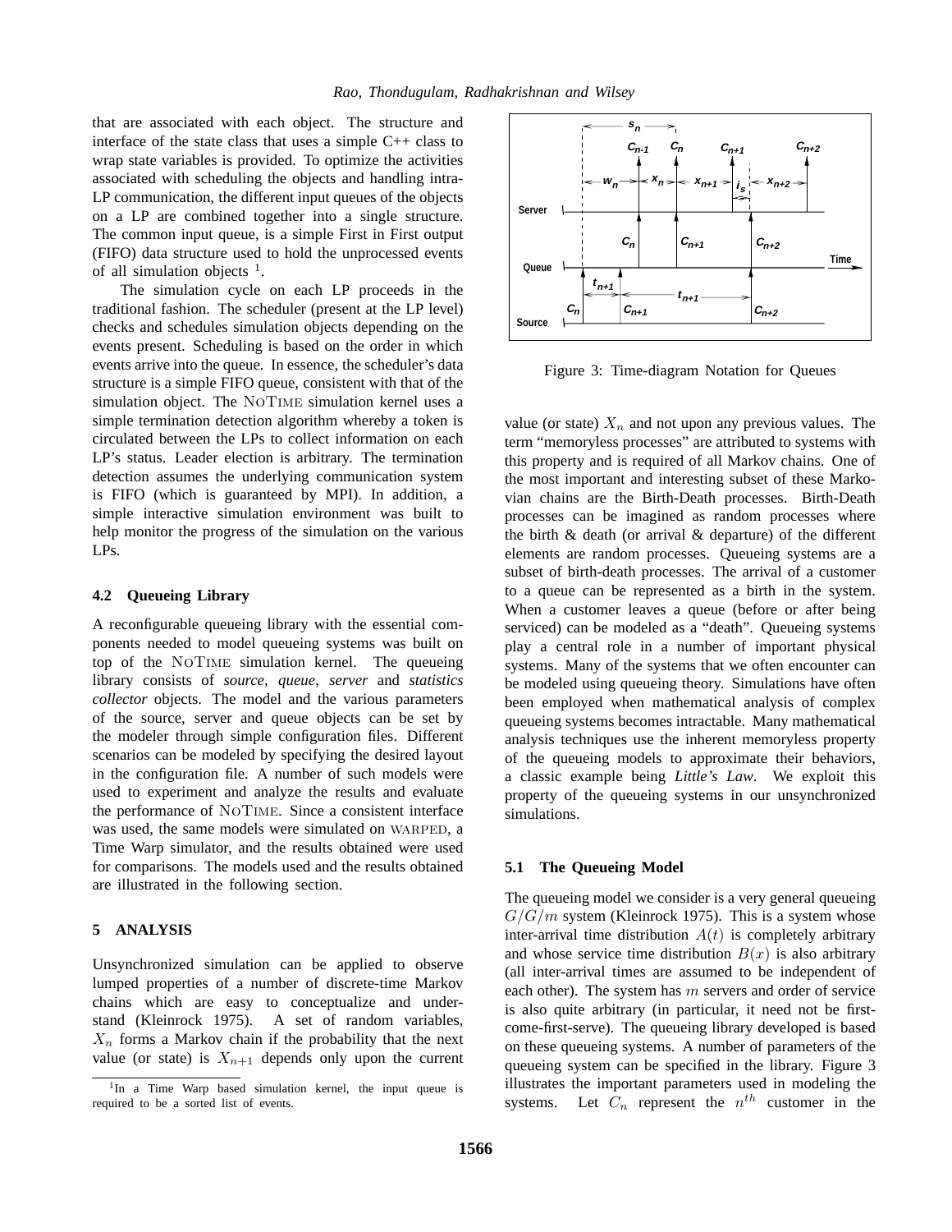that are associated with each object. The structure and interface of the state class that uses a simple C++ class to wrap state variables is provided. To optimize the activities associated with scheduling the objects and handling intra-LP communication, the different input queues of the objects on a LP are combined together into a single structure. The common input queue, is a simple First in First output (FIFO) data structure used to hold the unprocessed events of all simulation objects [1].

The simulation cycle on each LP proceeds in the traditional fashion. The scheduler (present at the LP level) checks and schedules simulation objects depending on the events present. Scheduling is based on the order in which events arrive into the queue. In essence, the scheduler's data structure is a simple FIFO queue, consistent with that of the simulation object. The NoTime simulation kernel uses a simple termination detection algorithm whereby a token is circulated between the LPs to collect information on each LP's status. Leader election is arbitrary. The termination detection assumes the underlying communication system is FIFO (which is guaranteed by MPI). In addition, a simple interactive simulation environment was built to help monitor the progress of the simulation on the various LPs.

### 4.2 Queueing Library

A reconfigurable queueing library with the essential components needed to model queueing systems was built on top of the NoTime simulation kernel. The queueing library consists of *source*, *queue*, *server* and *statistics collector* objects. The model and the various parameters of the source, server and queue objects can be set by the modeler through simple configuration files. Different scenarios can be modeled by specifying the desired layout in the configuration file. A number of such models were used to experiment and analyze the results and evaluate the performance of NoTime. Since a consistent interface was used, the same models were simulated on WARPED, a Time Warp simulator, and the results obtained were used for comparisons. The models used and the results obtained are illustrated in the following section.

## 5 ANALYSIS

Unsynchronized simulation can be applied to observe lumped properties of a number of discrete-time Markov chains which are easy to conceptualize and understand (Kleinrock 1975). A set of random variables, $X_n$ forms a Markov chain if the probability that the next value (or state) is $X_{n+1}$ depends only upon the current value (or state) $X_n$ and not upon any previous values. The term "memoryless processes" are attributed to systems with this property and is required of all Markov chains. One of the most important and interesting subset of these Markovian chains are the Birth-Death processes. Birth-Death processes can be imagined as random processes where the birth & death (or arrival & departure) of the different elements are random processes. Queueing systems are a subset of birth-death processes. The arrival of a customer to a queue can be represented as a birth in the system. When a customer leaves a queue (before or after being serviced) can be modeled as a "death". Queueing systems play a central role in a number of important physical systems. Many of the systems that we often encounter can be modeled using queueing theory. Simulations have often been employed when mathematical analysis of complex queueing systems becomes intractable. Many mathematical analysis techniques use the inherent memoryless property of the queueing models to approximate their behaviors, a classic example being *Little's Law*. We exploit this property of the queueing systems in our unsynchronized simulations.

Server
Queue
Source
Time
$s_n$ $w_n$ $x_n$ $x_{n+1}$ $i_s$ $x_{n+2}$ $t_{n+1}$ $t_{n+1}$
$C_{n-1}$ $C_n$ $C_{n+1}$ $C_{n+2}$

Figure 3: Time-diagram Notation for Queues

### 5.1 The Queueing Model

The queueing model we consider is a very general queueing $G/G/m$ system (Kleinrock 1975). This is a system whose inter-arrival time distribution $A(t)$ is completely arbitrary and whose service time distribution $B(x)$ is also arbitrary (all inter-arrival times are assumed to be independent of each other). The system has $m$ servers and order of service is also quite arbitrary (in particular, it need not be first-come-first-serve). The queueing library developed is based on these queueing systems. A number of parameters of the queueing system can be specified in the library. Figure 3 illustrates the important parameters used in modeling the systems. Let $C_n$ represent the $n^{th}$ customer in the

[1] In a Time Warp based simulation kernel, the input queue is required to be a sorted list of events.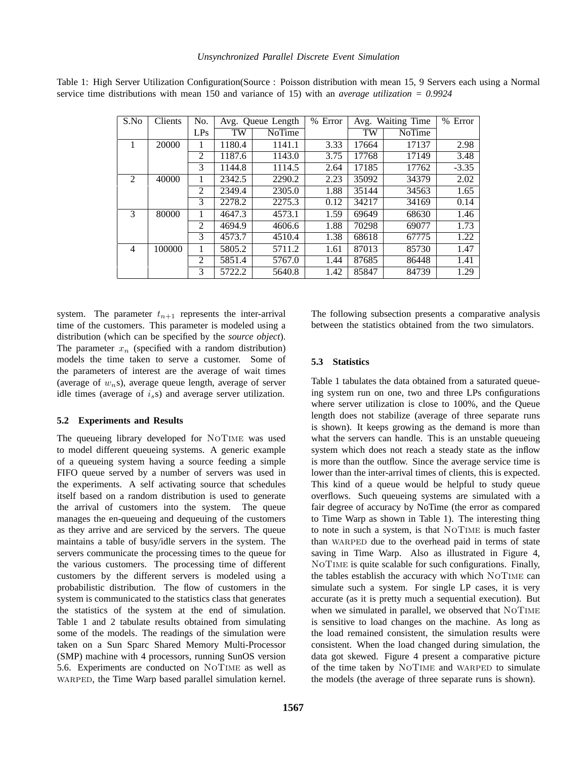Table 1: High Server Utilization Configuration(Source : Poisson distribution with mean 15, 9 Servers each using a Normal service time distributions with mean 150 and variance of 15) with an *average utilization = 0.9924*

| S.No | Clients | No. LPs | Avg. Queue Length | | % Error | Avg. Waiting Time | | % Error |
|---|---|---|---|---|---|---|---|---|
| | | | TW | NoTime | | TW | NoTime | |
| 1 | 20000 | 1 | 1180.4 | 1141.1 | 3.33 | 17664 | 17137 | 2.98 |
| | | 2 | 1187.6 | 1143.0 | 3.75 | 17768 | 17149 | 3.48 |
| | | 3 | 1144.8 | 1114.5 | 2.64 | 17185 | 17762 | -3.35 |
| 2 | 40000 | 1 | 2342.5 | 2290.2 | 2.23 | 35092 | 34379 | 2.02 |
| | | 2 | 2349.4 | 2305.0 | 1.88 | 35144 | 34563 | 1.65 |
| | | 3 | 2278.2 | 2275.3 | 0.12 | 34217 | 34169 | 0.14 |
| 3 | 80000 | 1 | 4647.3 | 4573.1 | 1.59 | 69649 | 68630 | 1.46 |
| | | 2 | 4694.9 | 4606.6 | 1.88 | 70298 | 69077 | 1.73 |
| | | 3 | 4573.7 | 4510.4 | 1.38 | 68618 | 67775 | 1.22 |
| 4 | 100000 | 1 | 5805.2 | 5711.2 | 1.61 | 87013 | 85730 | 1.47 |
| | | 2 | 5851.4 | 5767.0 | 1.44 | 87685 | 86448 | 1.41 |
| | | 3 | 5722.2 | 5640.8 | 1.42 | 85847 | 84739 | 1.29 |

system. The parameter $t_{n+1}$ represents the inter-arrival time of the customers. This parameter is modeled using a distribution (which can be specified by the *source object*). The parameter $x_n$ (specified with a random distribution) models the time taken to serve a customer. Some of the parameters of interest are the average of wait times (average of $w_n$s), average queue length, average of server idle times (average of $i_s$s) and average server utilization.

### 5.2 Experiments and Results

The queueing library developed for NoTime was used to model different queueing systems. A generic example of a queueing system having a source feeding a simple FIFO queue served by a number of servers was used in the experiments. A self activating source that schedules itself based on a random distribution is used to generate the arrival of customers into the system. The queue manages the en-queueing and dequeuing of the customers as they arrive and are serviced by the servers. The queue maintains a table of busy/idle servers in the system. The servers communicate the processing times to the queue for the various customers. The processing time of different customers by the different servers is modeled using a probabilistic distribution. The flow of customers in the system is communicated to the statistics class that generates the statistics of the system at the end of simulation. Table 1 and 2 tabulate results obtained from simulating some of the models. The readings of the simulation were taken on a Sun Sparc Shared Memory Multi-Processor (SMP) machine with 4 processors, running SunOS version 5.6. Experiments are conducted on NoTime as well as WARPED, the Time Warp based parallel simulation kernel. The following subsection presents a comparative analysis between the statistics obtained from the two simulators.

### 5.3 Statistics

Table 1 tabulates the data obtained from a saturated queueing system run on one, two and three LPs configurations where server utilization is close to 100%, and the Queue length does not stabilize (average of three separate runs is shown). It keeps growing as the demand is more than what the servers can handle. This is an unstable queueing system which does not reach a steady state as the inflow is more than the outflow. Since the average service time is lower than the inter-arrival times of clients, this is expected. This kind of a queue would be helpful to study queue overflows. Such queueing systems are simulated with a fair degree of accuracy by NoTime (the error as compared to Time Warp as shown in Table 1). The interesting thing to note in such a system, is that NoTime is much faster than WARPED due to the overhead paid in terms of state saving in Time Warp. Also as illustrated in Figure 4, NoTime is quite scalable for such configurations. Finally, the tables establish the accuracy with which NoTime can simulate such a system. For single LP cases, it is very accurate (as it is pretty much a sequential execution). But when we simulated in parallel, we observed that NoTime is sensitive to load changes on the machine. As long as the load remained consistent, the simulation results were consistent. When the load changed during simulation, the data got skewed. Figure 4 present a comparative picture of the time taken by NoTime and WARPED to simulate the models (the average of three separate runs is shown).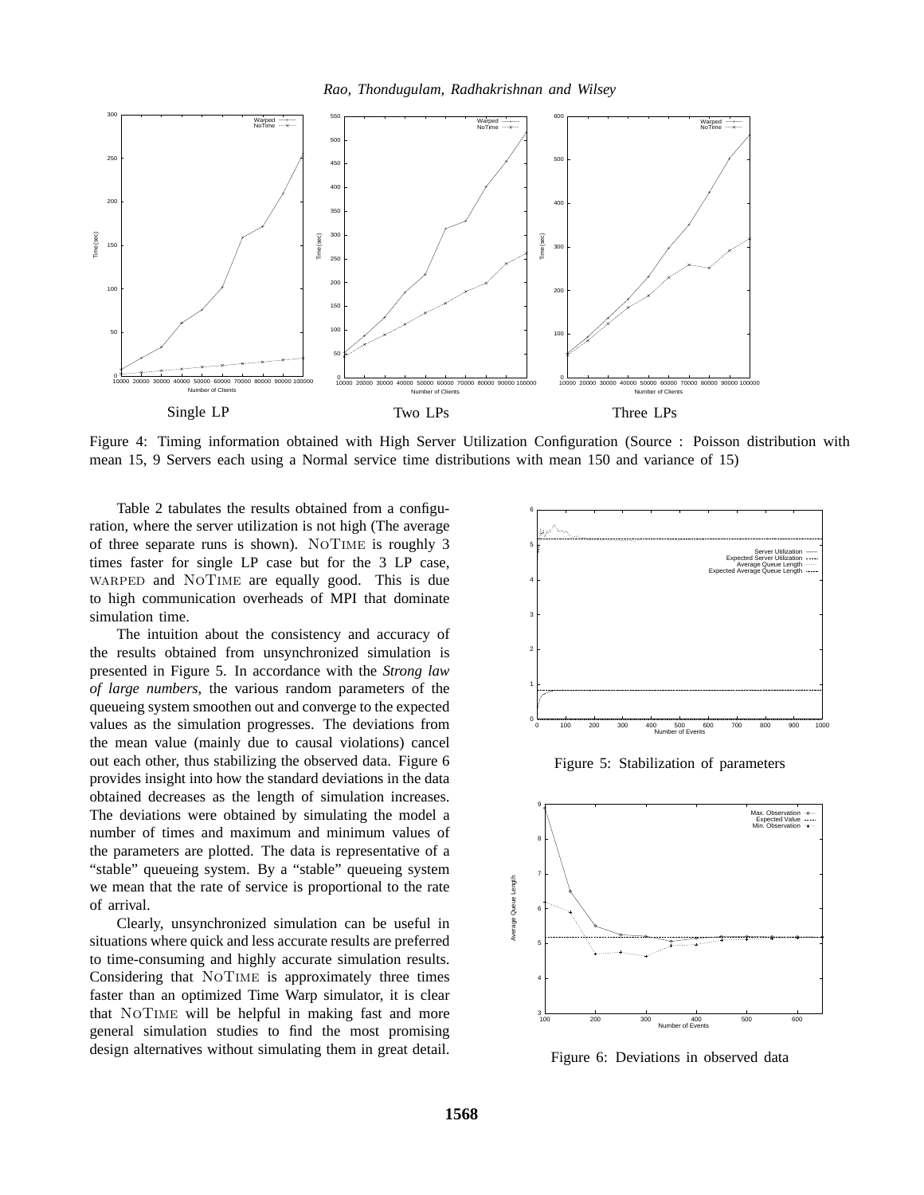Single LP Two LPs Three LPs

Figure 4: Timing information obtained with High Server Utilization Configuration (Source : Poisson distribution with mean 15, 9 Servers each using a Normal service time distributions with mean 150 and variance of 15)

Table 2 tabulates the results obtained from a configuration, where the server utilization is not high (The average of three separate runs is shown). NoTime is roughly 3 times faster for single LP case but for the 3 LP case, WARPED and NoTime are equally good. This is due to high communication overheads of MPI that dominate simulation time.

The intuition about the consistency and accuracy of the results obtained from unsynchronized simulation is presented in Figure 5. In accordance with the *Strong law of large numbers*, the various random parameters of the queueing system smoothen out and converge to the expected values as the simulation progresses. The deviations from the mean value (mainly due to causal violations) cancel out each other, thus stabilizing the observed data. Figure 6 provides insight into how the standard deviations in the data obtained decreases as the length of simulation increases. The deviations were obtained by simulating the model a number of times and maximum and minimum values of the parameters are plotted. The data is representative of a "stable" queueing system. By a "stable" queueing system we mean that the rate of service is proportional to the rate of arrival.

Clearly, unsynchronized simulation can be useful in situations where quick and less accurate results are preferred to time-consuming and highly accurate simulation results. Considering that NoTime is approximately three times faster than an optimized Time Warp simulator, it is clear that NoTime will be helpful in making fast and more general simulation studies to find the most promising design alternatives without simulating them in great detail.

Figure 5: Stabilization of parameters

Figure 6: Deviations in observed data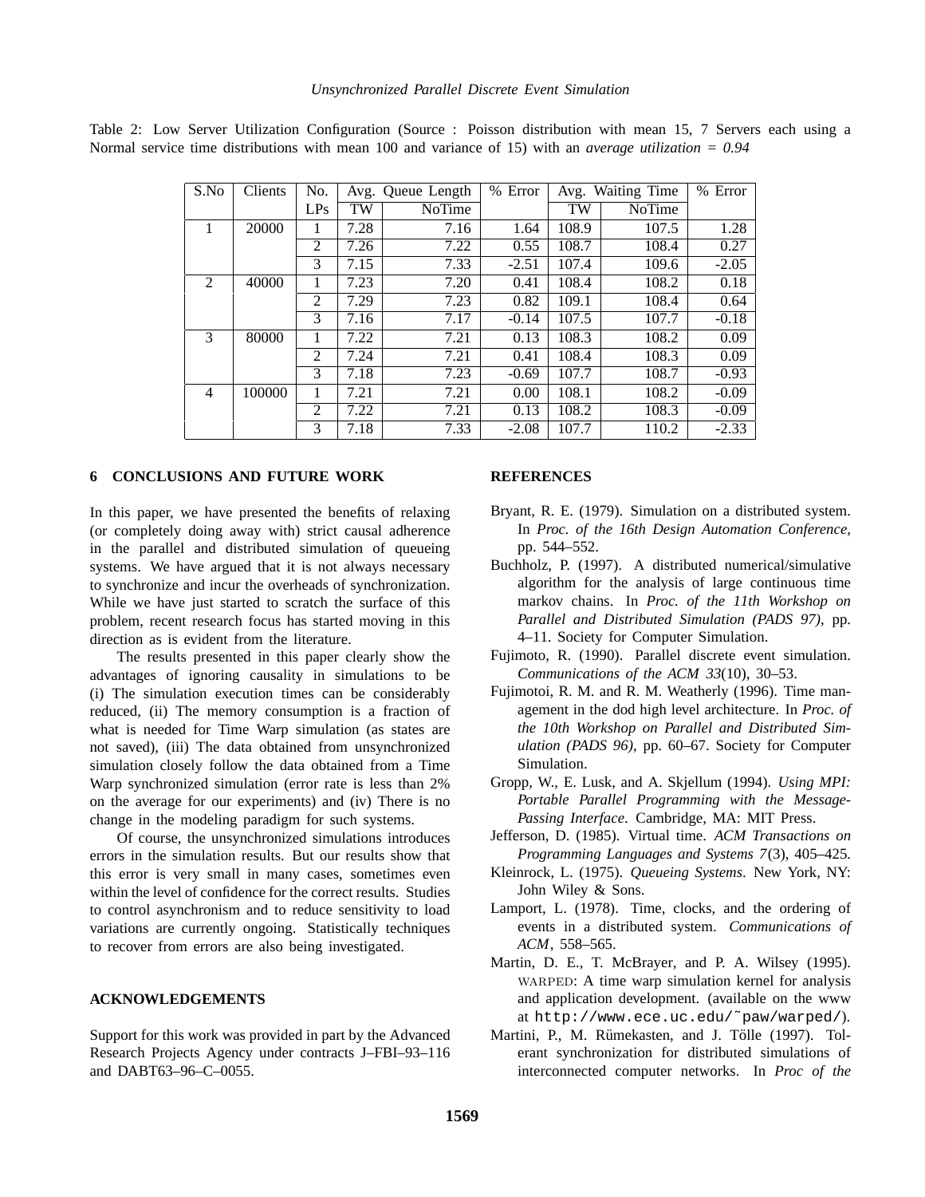Table 2: Low Server Utilization Configuration (Source : Poisson distribution with mean 15, 7 Servers each using a Normal service time distributions with mean 100 and variance of 15) with an *average utilization = 0.94*

| S.No | Clients | No. LPs | Avg. Queue Length TW | Avg. Queue Length NoTime | % Error | Avg. Waiting Time TW | Avg. Waiting Time NoTime | % Error |
|---|---|---|---|---|---|---|---|---|
| 1 | 20000 | 1 | 7.28 | 7.16 | 1.64 | 108.9 | 107.5 | 1.28 |
| | | 2 | 7.26 | 7.22 | 0.55 | 108.7 | 108.4 | 0.27 |
| | | 3 | 7.15 | 7.33 | -2.51 | 107.4 | 109.6 | -2.05 |
| 2 | 40000 | 1 | 7.23 | 7.20 | 0.41 | 108.4 | 108.2 | 0.18 |
| | | 2 | 7.29 | 7.23 | 0.82 | 109.1 | 108.4 | 0.64 |
| | | 3 | 7.16 | 7.17 | -0.14 | 107.5 | 107.7 | -0.18 |
| 3 | 80000 | 1 | 7.22 | 7.21 | 0.13 | 108.3 | 108.2 | 0.09 |
| | | 2 | 7.24 | 7.21 | 0.41 | 108.4 | 108.3 | 0.09 |
| | | 3 | 7.18 | 7.23 | -0.69 | 107.7 | 108.7 | -0.93 |
| 4 | 100000 | 1 | 7.21 | 7.21 | 0.00 | 108.1 | 108.2 | -0.09 |
| | | 2 | 7.22 | 7.21 | 0.13 | 108.2 | 108.3 | -0.09 |
| | | 3 | 7.18 | 7.33 | -2.08 | 107.7 | 110.2 | -2.33 |

## 6 CONCLUSIONS AND FUTURE WORK

In this paper, we have presented the benefits of relaxing (or completely doing away with) strict causal adherence in the parallel and distributed simulation of queueing systems. We have argued that it is not always necessary to synchronize and incur the overheads of synchronization. While we have just started to scratch the surface of this problem, recent research focus has started moving in this direction as is evident from the literature.

The results presented in this paper clearly show the advantages of ignoring causality in simulations to be (i) The simulation execution times can be considerably reduced, (ii) The memory consumption is a fraction of what is needed for Time Warp simulation (as states are not saved), (iii) The data obtained from unsynchronized simulation closely follow the data obtained from a Time Warp synchronized simulation (error rate is less than 2% on the average for our experiments) and (iv) There is no change in the modeling paradigm for such systems.

Of course, the unsynchronized simulations introduces errors in the simulation results. But our results show that this error is very small in many cases, sometimes even within the level of confidence for the correct results. Studies to control asynchronism and to reduce sensitivity to load variations are currently ongoing. Statistically techniques to recover from errors are also being investigated.

## ACKNOWLEDGEMENTS

Support for this work was provided in part by the Advanced Research Projects Agency under contracts J–FBI–93–116 and DABT63–96–C–0055.

## REFERENCES

Bryant, R. E. (1979). Simulation on a distributed system. In *Proc. of the 16th Design Automation Conference*, pp. 544–552.

Buchholz, P. (1997). A distributed numerical/simulative algorithm for the analysis of large continuous time markov chains. In *Proc. of the 11th Workshop on Parallel and Distributed Simulation (PADS 97)*, pp. 4–11. Society for Computer Simulation.

Fujimoto, R. (1990). Parallel discrete event simulation. *Communications of the ACM 33*(10), 30–53.

Fujimotoi, R. M. and R. M. Weatherly (1996). Time management in the dod high level architecture. In *Proc. of the 10th Workshop on Parallel and Distributed Simulation (PADS 96)*, pp. 60–67. Society for Computer Simulation.

Gropp, W., E. Lusk, and A. Skjellum (1994). *Using MPI: Portable Parallel Programming with the Message-Passing Interface*. Cambridge, MA: MIT Press.

Jefferson, D. (1985). Virtual time. *ACM Transactions on Programming Languages and Systems 7*(3), 405–425.

Kleinrock, L. (1975). *Queueing Systems*. New York, NY: John Wiley & Sons.

Lamport, L. (1978). Time, clocks, and the ordering of events in a distributed system. *Communications of ACM*, 558–565.

Martin, D. E., T. McBrayer, and P. A. Wilsey (1995). WARPED: A time warp simulation kernel for analysis and application development. (available on the www at `http://www.ece.uc.edu/˜paw/warped/`).

Martini, P., M. Rümekasten, and J. Tölle (1997). Tolerant synchronization for distributed simulations of interconnected computer networks. In *Proc of the*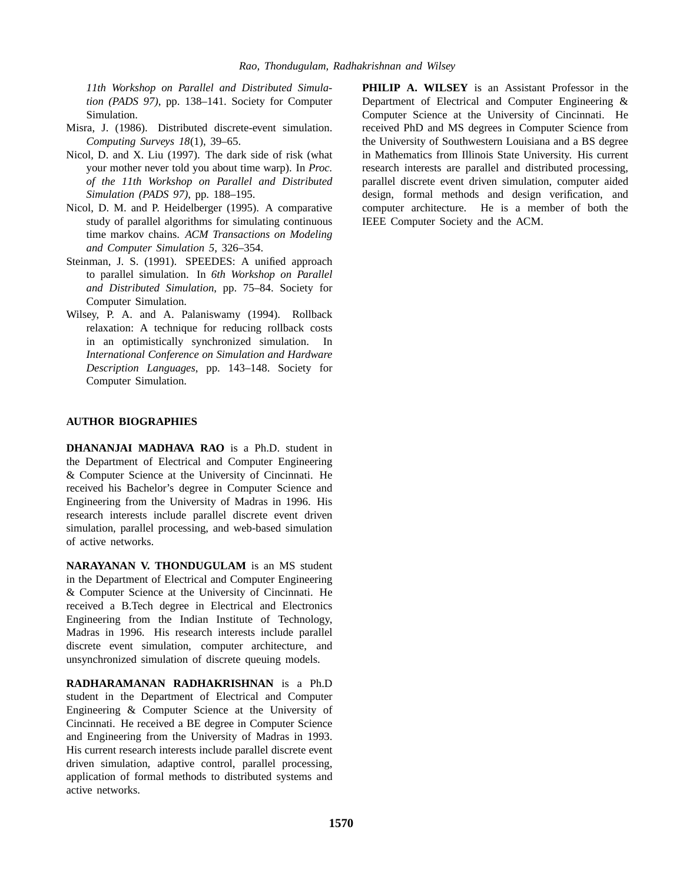*11th Workshop on Parallel and Distributed Simulation (PADS 97)*, pp. 138–141. Society for Computer Simulation.

Misra, J. (1986). Distributed discrete-event simulation. *Computing Surveys 18*(1), 39–65.

Nicol, D. and X. Liu (1997). The dark side of risk (what your mother never told you about time warp). In *Proc. of the 11th Workshop on Parallel and Distributed Simulation (PADS 97)*, pp. 188–195.

Nicol, D. M. and P. Heidelberger (1995). A comparative study of parallel algorithms for simulating continuous time markov chains. *ACM Transactions on Modeling and Computer Simulation 5*, 326–354.

Steinman, J. S. (1991). SPEEDES: A unified approach to parallel simulation. In *6th Workshop on Parallel and Distributed Simulation*, pp. 75–84. Society for Computer Simulation.

Wilsey, P. A. and A. Palaniswamy (1994). Rollback relaxation: A technique for reducing rollback costs in an optimistically synchronized simulation. In *International Conference on Simulation and Hardware Description Languages*, pp. 143–148. Society for Computer Simulation.

## AUTHOR BIOGRAPHIES

**DHANANJAI MADHAVA RAO** is a Ph.D. student in the Department of Electrical and Computer Engineering & Computer Science at the University of Cincinnati. He received his Bachelor's degree in Computer Science and Engineering from the University of Madras in 1996. His research interests include parallel discrete event driven simulation, parallel processing, and web-based simulation of active networks.

**NARAYANAN V. THONDUGULAM** is an MS student in the Department of Electrical and Computer Engineering & Computer Science at the University of Cincinnati. He received a B.Tech degree in Electrical and Electronics Engineering from the Indian Institute of Technology, Madras in 1996. His research interests include parallel discrete event simulation, computer architecture, and unsynchronized simulation of discrete queuing models.

**RADHARAMANAN RADHAKRISHNAN** is a Ph.D student in the Department of Electrical and Computer Engineering & Computer Science at the University of Cincinnati. He received a BE degree in Computer Science and Engineering from the University of Madras in 1993. His current research interests include parallel discrete event driven simulation, adaptive control, parallel processing, application of formal methods to distributed systems and active networks.

**PHILIP A. WILSEY** is an Assistant Professor in the Department of Electrical and Computer Engineering & Computer Science at the University of Cincinnati. He received PhD and MS degrees in Computer Science from the University of Southwestern Louisiana and a BS degree in Mathematics from Illinois State University. His current research interests are parallel and distributed processing, parallel discrete event driven simulation, computer aided design, formal methods and design verification, and computer architecture. He is a member of both the IEEE Computer Society and the ACM.